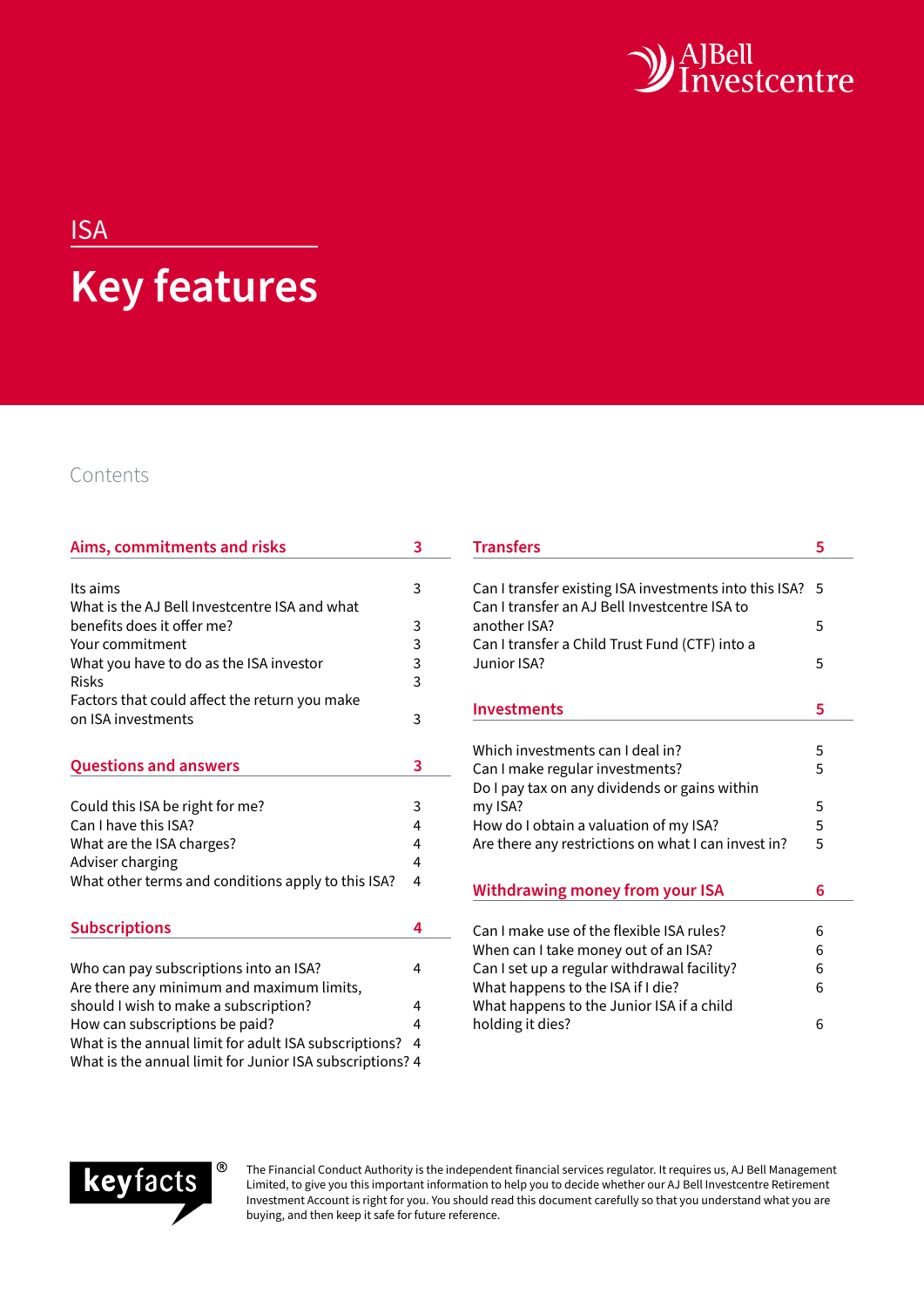AJBell Investcentre

ISA

# Key features

## Contents

| Aims, commitments and risks | 3 |
| --- | --- |
| Its aims | 3 |
| What is the AJ Bell Investcentre ISA and what benefits does it offer me? | 3 |
| Your commitment | 3 |
| What you have to do as the ISA investor | 3 |
| Risks | 3 |
| Factors that could affect the return you make on ISA investments | 3 |

| Questions and answers | 3 |
| --- | --- |
| Could this ISA be right for me? | 3 |
| Can I have this ISA? | 4 |
| What are the ISA charges? | 4 |
| Adviser charging | 4 |
| What other terms and conditions apply to this ISA? | 4 |

| Subscriptions | 4 |
| --- | --- |
| Who can pay subscriptions into an ISA? | 4 |
| Are there any minimum and maximum limits, should I wish to make a subscription? | 4 |
| How can subscriptions be paid? | 4 |
| What is the annual limit for adult ISA subscriptions? | 4 |
| What is the annual limit for Junior ISA subscriptions? | 4 |

| Transfers | 5 |
| --- | --- |
| Can I transfer existing ISA investments into this ISA? | 5 |
| Can I transfer an AJ Bell Investcentre ISA to another ISA? | 5 |
| Can I transfer a Child Trust Fund (CTF) into a Junior ISA? | 5 |

| Investments | 5 |
| --- | --- |
| Which investments can I deal in? | 5 |
| Can I make regular investments? | 5 |
| Do I pay tax on any dividends or gains within my ISA? | 5 |
| How do I obtain a valuation of my ISA? | 5 |
| Are there any restrictions on what I can invest in? | 5 |

| Withdrawing money from your ISA | 6 |
| --- | --- |
| Can I make use of the flexible ISA rules? | 6 |
| When can I take money out of an ISA? | 6 |
| Can I set up a regular withdrawal facility? | 6 |
| What happens to the ISA if I die? | 6 |
| What happens to the Junior ISA if a child holding it dies? | 6 |

keyfacts®

The Financial Conduct Authority is the independent financial services regulator. It requires us, AJ Bell Management Limited, to give you this important information to help you to decide whether our AJ Bell Investcentre Retirement Investment Account is right for you. You should read this document carefully so that you understand what you are buying, and then keep it safe for future reference.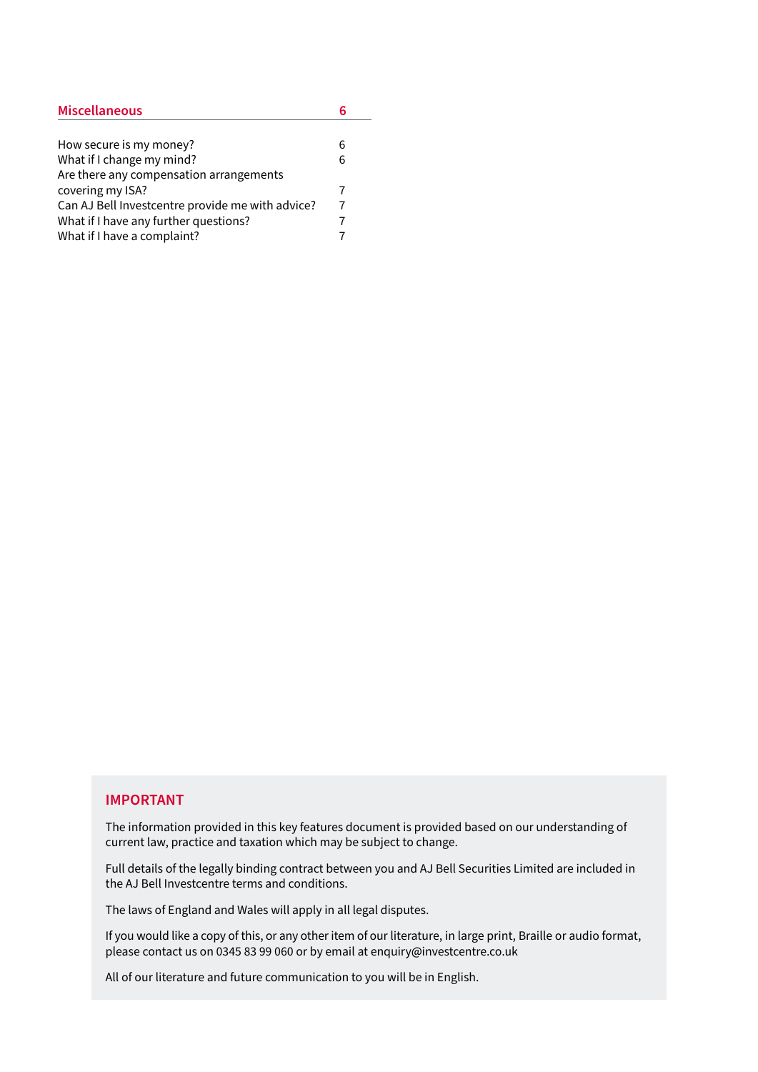| Miscellaneous | 6 |
|---|---|
| How secure is my money? | 6 |
| What if I change my mind? | 6 |
| Are there any compensation arrangements covering my ISA? | 7 |
| Can AJ Bell Investcentre provide me with advice? | 7 |
| What if I have any further questions? | 7 |
| What if I have a complaint? | 7 |

## IMPORTANT

The information provided in this key features document is provided based on our understanding of current law, practice and taxation which may be subject to change.

Full details of the legally binding contract between you and AJ Bell Securities Limited are included in the AJ Bell Investcentre terms and conditions.

The laws of England and Wales will apply in all legal disputes.

If you would like a copy of this, or any other item of our literature, in large print, Braille or audio format, please contact us on 0345 83 99 060 or by email at enquiry@investcentre.co.uk

All of our literature and future communication to you will be in English.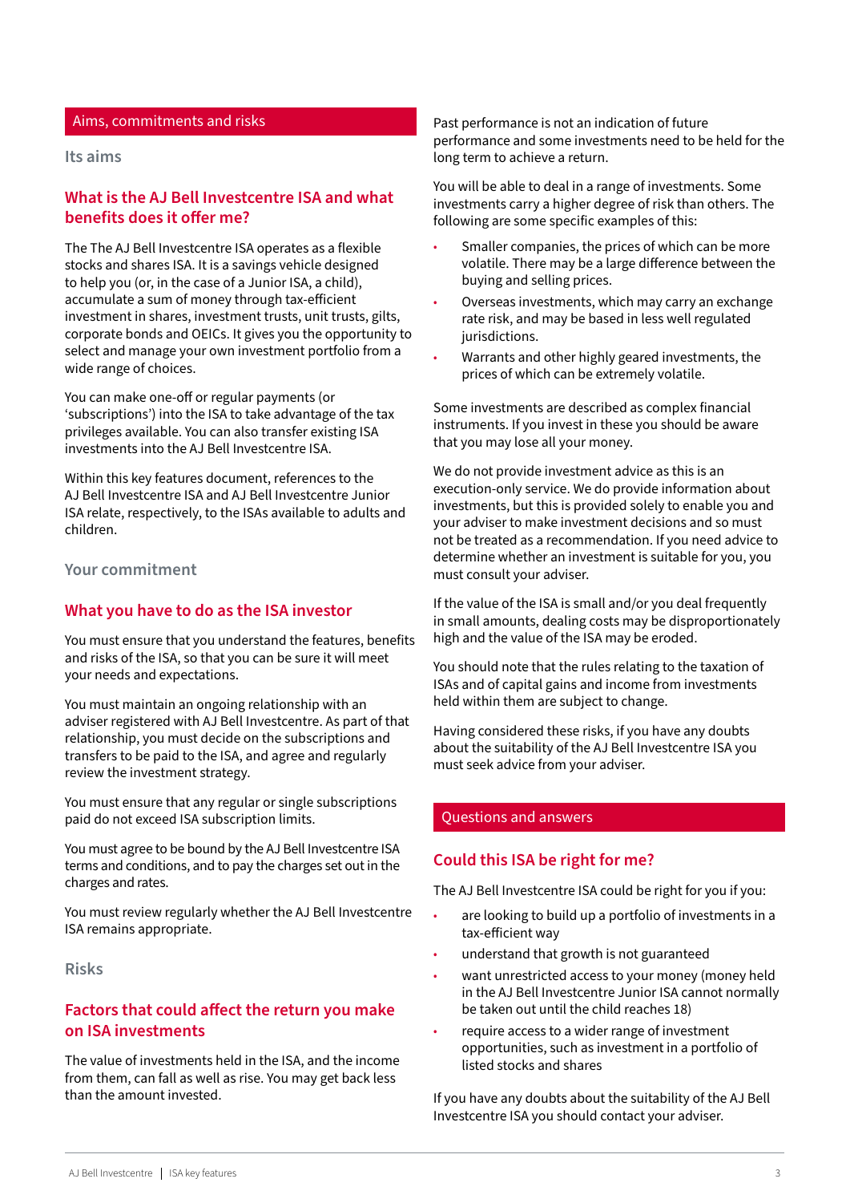## Aims, commitments and risks

### Its aims

### What is the AJ Bell Investcentre ISA and what benefits does it offer me?

The The AJ Bell Investcentre ISA operates as a flexible stocks and shares ISA. It is a savings vehicle designed to help you (or, in the case of a Junior ISA, a child), accumulate a sum of money through tax-efficient investment in shares, investment trusts, unit trusts, gilts, corporate bonds and OEICs. It gives you the opportunity to select and manage your own investment portfolio from a wide range of choices.

You can make one-off or regular payments (or 'subscriptions') into the ISA to take advantage of the tax privileges available. You can also transfer existing ISA investments into the AJ Bell Investcentre ISA.

Within this key features document, references to the AJ Bell Investcentre ISA and AJ Bell Investcentre Junior ISA relate, respectively, to the ISAs available to adults and children.

### Your commitment

### What you have to do as the ISA investor

You must ensure that you understand the features, benefits and risks of the ISA, so that you can be sure it will meet your needs and expectations.

You must maintain an ongoing relationship with an adviser registered with AJ Bell Investcentre. As part of that relationship, you must decide on the subscriptions and transfers to be paid to the ISA, and agree and regularly review the investment strategy.

You must ensure that any regular or single subscriptions paid do not exceed ISA subscription limits.

You must agree to be bound by the AJ Bell Investcentre ISA terms and conditions, and to pay the charges set out in the charges and rates.

You must review regularly whether the AJ Bell Investcentre ISA remains appropriate.

### Risks

### Factors that could affect the return you make on ISA investments

The value of investments held in the ISA, and the income from them, can fall as well as rise. You may get back less than the amount invested.

Past performance is not an indication of future performance and some investments need to be held for the long term to achieve a return.

You will be able to deal in a range of investments. Some investments carry a higher degree of risk than others. The following are some specific examples of this:

- Smaller companies, the prices of which can be more volatile. There may be a large difference between the buying and selling prices.
- Overseas investments, which may carry an exchange rate risk, and may be based in less well regulated jurisdictions.
- Warrants and other highly geared investments, the prices of which can be extremely volatile.

Some investments are described as complex financial instruments. If you invest in these you should be aware that you may lose all your money.

We do not provide investment advice as this is an execution-only service. We do provide information about investments, but this is provided solely to enable you and your adviser to make investment decisions and so must not be treated as a recommendation. If you need advice to determine whether an investment is suitable for you, you must consult your adviser.

If the value of the ISA is small and/or you deal frequently in small amounts, dealing costs may be disproportionately high and the value of the ISA may be eroded.

You should note that the rules relating to the taxation of ISAs and of capital gains and income from investments held within them are subject to change.

Having considered these risks, if you have any doubts about the suitability of the AJ Bell Investcentre ISA you must seek advice from your adviser.

## Questions and answers

### Could this ISA be right for me?

The AJ Bell Investcentre ISA could be right for you if you:

- are looking to build up a portfolio of investments in a tax-efficient way
- understand that growth is not guaranteed
- want unrestricted access to your money (money held in the AJ Bell Investcentre Junior ISA cannot normally be taken out until the child reaches 18)
- require access to a wider range of investment opportunities, such as investment in a portfolio of listed stocks and shares

If you have any doubts about the suitability of the AJ Bell Investcentre ISA you should contact your adviser.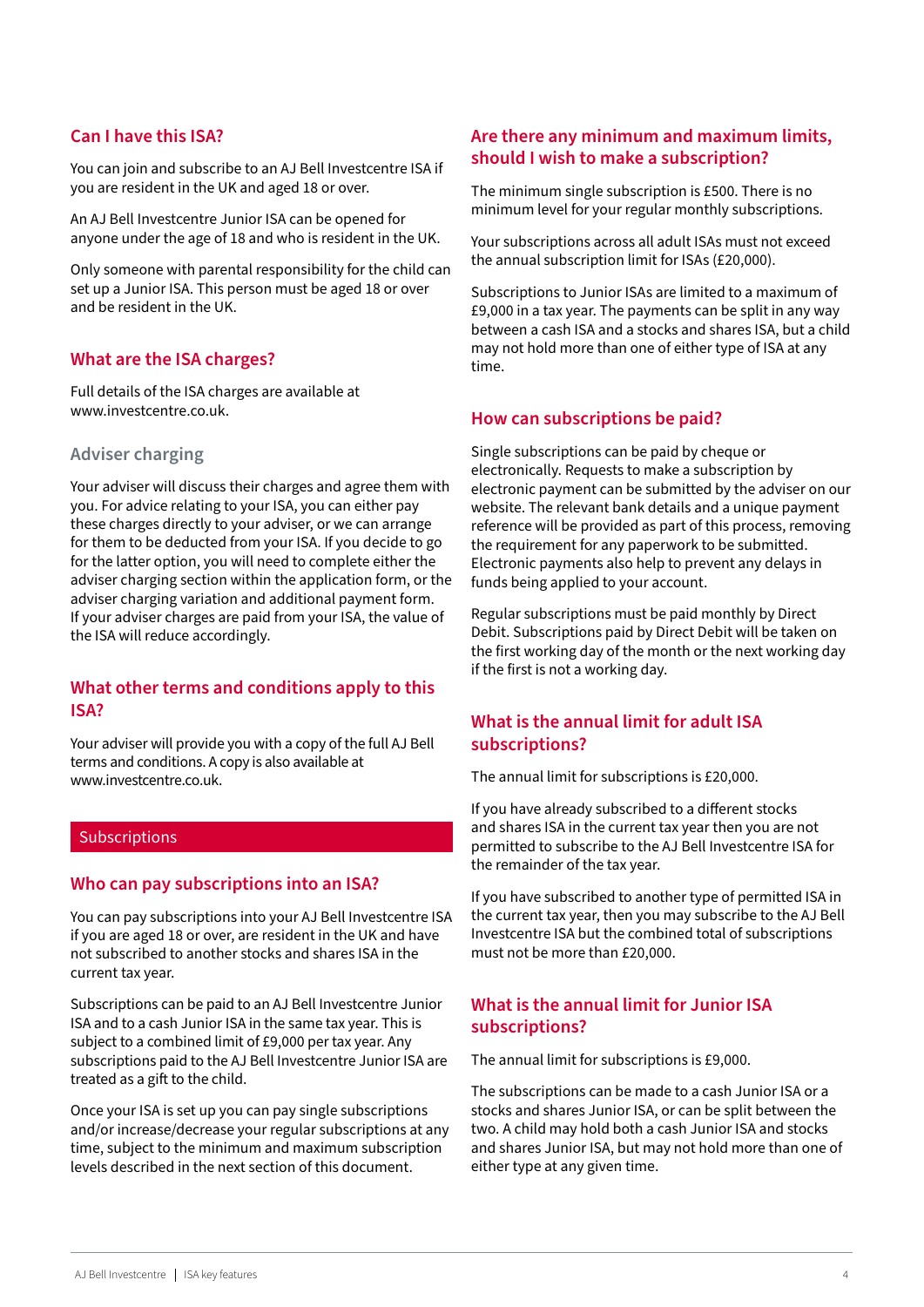## Can I have this ISA?

You can join and subscribe to an AJ Bell Investcentre ISA if you are resident in the UK and aged 18 or over.

An AJ Bell Investcentre Junior ISA can be opened for anyone under the age of 18 and who is resident in the UK.

Only someone with parental responsibility for the child can set up a Junior ISA. This person must be aged 18 or over and be resident in the UK.

## What are the ISA charges?

Full details of the ISA charges are available at www.investcentre.co.uk.

### Adviser charging

Your adviser will discuss their charges and agree them with you. For advice relating to your ISA, you can either pay these charges directly to your adviser, or we can arrange for them to be deducted from your ISA. If you decide to go for the latter option, you will need to complete either the adviser charging section within the application form, or the adviser charging variation and additional payment form. If your adviser charges are paid from your ISA, the value of the ISA will reduce accordingly.

## What other terms and conditions apply to this ISA?

Your adviser will provide you with a copy of the full AJ Bell terms and conditions. A copy is also available at www.investcentre.co.uk.

# Subscriptions

## Who can pay subscriptions into an ISA?

You can pay subscriptions into your AJ Bell Investcentre ISA if you are aged 18 or over, are resident in the UK and have not subscribed to another stocks and shares ISA in the current tax year.

Subscriptions can be paid to an AJ Bell Investcentre Junior ISA and to a cash Junior ISA in the same tax year. This is subject to a combined limit of £9,000 per tax year. Any subscriptions paid to the AJ Bell Investcentre Junior ISA are treated as a gift to the child.

Once your ISA is set up you can pay single subscriptions and/or increase/decrease your regular subscriptions at any time, subject to the minimum and maximum subscription levels described in the next section of this document.

## Are there any minimum and maximum limits, should I wish to make a subscription?

The minimum single subscription is £500. There is no minimum level for your regular monthly subscriptions.

Your subscriptions across all adult ISAs must not exceed the annual subscription limit for ISAs (£20,000).

Subscriptions to Junior ISAs are limited to a maximum of £9,000 in a tax year. The payments can be split in any way between a cash ISA and a stocks and shares ISA, but a child may not hold more than one of either type of ISA at any time.

## How can subscriptions be paid?

Single subscriptions can be paid by cheque or electronically. Requests to make a subscription by electronic payment can be submitted by the adviser on our website. The relevant bank details and a unique payment reference will be provided as part of this process, removing the requirement for any paperwork to be submitted. Electronic payments also help to prevent any delays in funds being applied to your account.

Regular subscriptions must be paid monthly by Direct Debit. Subscriptions paid by Direct Debit will be taken on the first working day of the month or the next working day if the first is not a working day.

## What is the annual limit for adult ISA subscriptions?

The annual limit for subscriptions is £20,000.

If you have already subscribed to a different stocks and shares ISA in the current tax year then you are not permitted to subscribe to the AJ Bell Investcentre ISA for the remainder of the tax year.

If you have subscribed to another type of permitted ISA in the current tax year, then you may subscribe to the AJ Bell Investcentre ISA but the combined total of subscriptions must not be more than £20,000.

## What is the annual limit for Junior ISA subscriptions?

The annual limit for subscriptions is £9,000.

The subscriptions can be made to a cash Junior ISA or a stocks and shares Junior ISA, or can be split between the two. A child may hold both a cash Junior ISA and stocks and shares Junior ISA, but may not hold more than one of either type at any given time.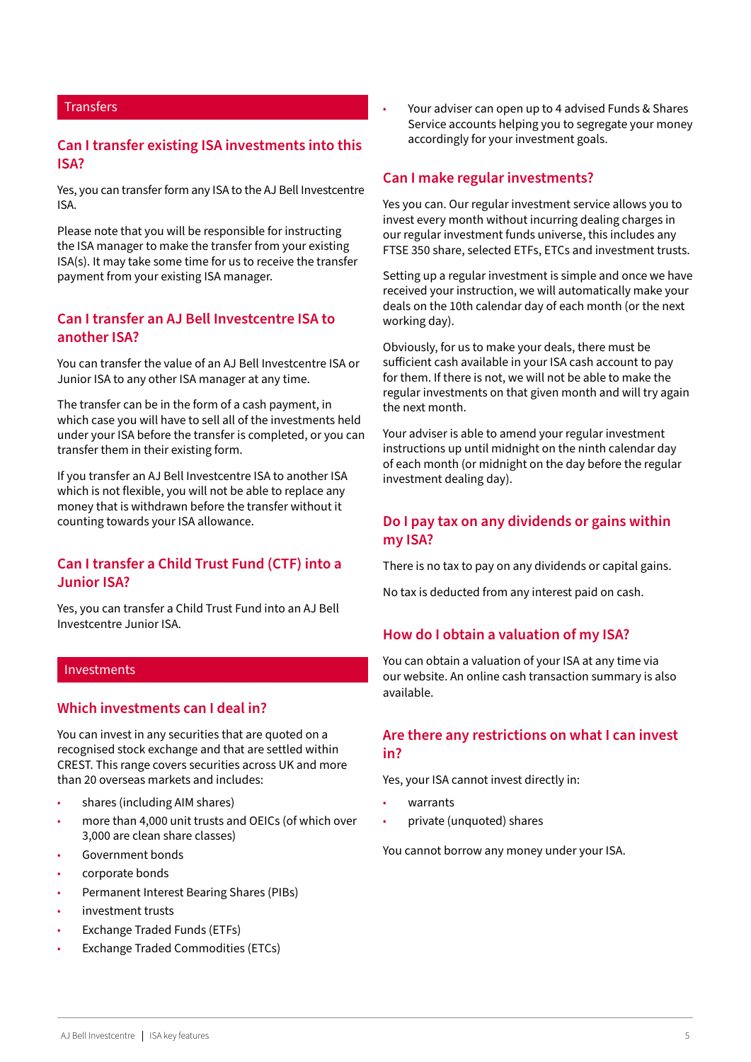## Transfers

### Can I transfer existing ISA investments into this ISA?

Yes, you can transfer form any ISA to the AJ Bell Investcentre ISA.

Please note that you will be responsible for instructing the ISA manager to make the transfer from your existing ISA(s). It may take some time for us to receive the transfer payment from your existing ISA manager.

### Can I transfer an AJ Bell Investcentre ISA to another ISA?

You can transfer the value of an AJ Bell Investcentre ISA or Junior ISA to any other ISA manager at any time.

The transfer can be in the form of a cash payment, in which case you will have to sell all of the investments held under your ISA before the transfer is completed, or you can transfer them in their existing form.

If you transfer an AJ Bell Investcentre ISA to another ISA which is not flexible, you will not be able to replace any money that is withdrawn before the transfer without it counting towards your ISA allowance.

### Can I transfer a Child Trust Fund (CTF) into a Junior ISA?

Yes, you can transfer a Child Trust Fund into an AJ Bell Investcentre Junior ISA.

## Investments

### Which investments can I deal in?

You can invest in any securities that are quoted on a recognised stock exchange and that are settled within CREST. This range covers securities across UK and more than 20 overseas markets and includes:

- shares (including AIM shares)
- more than 4,000 unit trusts and OEICs (of which over 3,000 are clean share classes)
- Government bonds
- corporate bonds
- Permanent Interest Bearing Shares (PIBs)
- investment trusts
- Exchange Traded Funds (ETFs)
- Exchange Traded Commodities (ETCs)
- Your adviser can open up to 4 advised Funds & Shares Service accounts helping you to segregate your money accordingly for your investment goals.

### Can I make regular investments?

Yes you can. Our regular investment service allows you to invest every month without incurring dealing charges in our regular investment funds universe, this includes any FTSE 350 share, selected ETFs, ETCs and investment trusts.

Setting up a regular investment is simple and once we have received your instruction, we will automatically make your deals on the 10th calendar day of each month (or the next working day).

Obviously, for us to make your deals, there must be sufficient cash available in your ISA cash account to pay for them. If there is not, we will not be able to make the regular investments on that given month and will try again the next month.

Your adviser is able to amend your regular investment instructions up until midnight on the ninth calendar day of each month (or midnight on the day before the regular investment dealing day).

### Do I pay tax on any dividends or gains within my ISA?

There is no tax to pay on any dividends or capital gains.

No tax is deducted from any interest paid on cash.

### How do I obtain a valuation of my ISA?

You can obtain a valuation of your ISA at any time via our website. An online cash transaction summary is also available.

### Are there any restrictions on what I can invest in?

Yes, your ISA cannot invest directly in:

- warrants
- private (unquoted) shares

You cannot borrow any money under your ISA.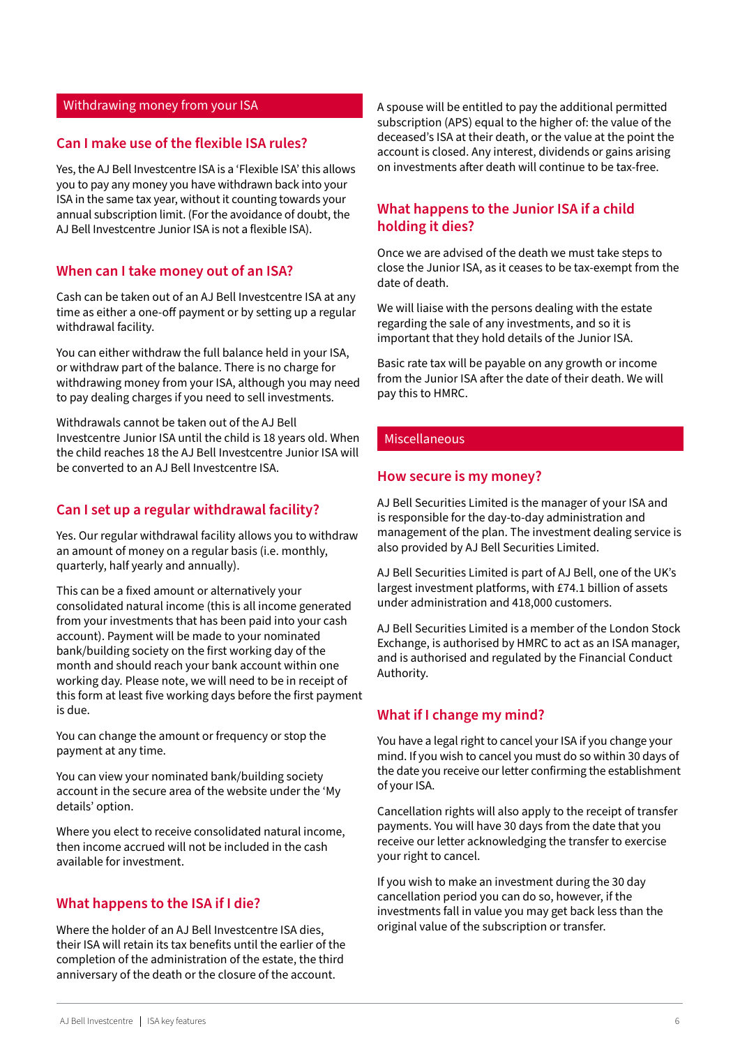## Withdrawing money from your ISA

### Can I make use of the flexible ISA rules?

Yes, the AJ Bell Investcentre ISA is a 'Flexible ISA' this allows you to pay any money you have withdrawn back into your ISA in the same tax year, without it counting towards your annual subscription limit. (For the avoidance of doubt, the AJ Bell Investcentre Junior ISA is not a flexible ISA).

### When can I take money out of an ISA?

Cash can be taken out of an AJ Bell Investcentre ISA at any time as either a one-off payment or by setting up a regular withdrawal facility.

You can either withdraw the full balance held in your ISA, or withdraw part of the balance. There is no charge for withdrawing money from your ISA, although you may need to pay dealing charges if you need to sell investments.

Withdrawals cannot be taken out of the AJ Bell Investcentre Junior ISA until the child is 18 years old. When the child reaches 18 the AJ Bell Investcentre Junior ISA will be converted to an AJ Bell Investcentre ISA.

### Can I set up a regular withdrawal facility?

Yes. Our regular withdrawal facility allows you to withdraw an amount of money on a regular basis (i.e. monthly, quarterly, half yearly and annually).

This can be a fixed amount or alternatively your consolidated natural income (this is all income generated from your investments that has been paid into your cash account). Payment will be made to your nominated bank/building society on the first working day of the month and should reach your bank account within one working day. Please note, we will need to be in receipt of this form at least five working days before the first payment is due.

You can change the amount or frequency or stop the payment at any time.

You can view your nominated bank/building society account in the secure area of the website under the 'My details' option.

Where you elect to receive consolidated natural income, then income accrued will not be included in the cash available for investment.

### What happens to the ISA if I die?

Where the holder of an AJ Bell Investcentre ISA dies, their ISA will retain its tax benefits until the earlier of the completion of the administration of the estate, the third anniversary of the death or the closure of the account.

A spouse will be entitled to pay the additional permitted subscription (APS) equal to the higher of: the value of the deceased's ISA at their death, or the value at the point the account is closed. Any interest, dividends or gains arising on investments after death will continue to be tax-free.

### What happens to the Junior ISA if a child holding it dies?

Once we are advised of the death we must take steps to close the Junior ISA, as it ceases to be tax-exempt from the date of death.

We will liaise with the persons dealing with the estate regarding the sale of any investments, and so it is important that they hold details of the Junior ISA.

Basic rate tax will be payable on any growth or income from the Junior ISA after the date of their death. We will pay this to HMRC.

## Miscellaneous

### How secure is my money?

AJ Bell Securities Limited is the manager of your ISA and is responsible for the day-to-day administration and management of the plan. The investment dealing service is also provided by AJ Bell Securities Limited.

AJ Bell Securities Limited is part of AJ Bell, one of the UK's largest investment platforms, with £74.1 billion of assets under administration and 418,000 customers.

AJ Bell Securities Limited is a member of the London Stock Exchange, is authorised by HMRC to act as an ISA manager, and is authorised and regulated by the Financial Conduct Authority.

### What if I change my mind?

You have a legal right to cancel your ISA if you change your mind. If you wish to cancel you must do so within 30 days of the date you receive our letter confirming the establishment of your ISA.

Cancellation rights will also apply to the receipt of transfer payments. You will have 30 days from the date that you receive our letter acknowledging the transfer to exercise your right to cancel.

If you wish to make an investment during the 30 day cancellation period you can do so, however, if the investments fall in value you may get back less than the original value of the subscription or transfer.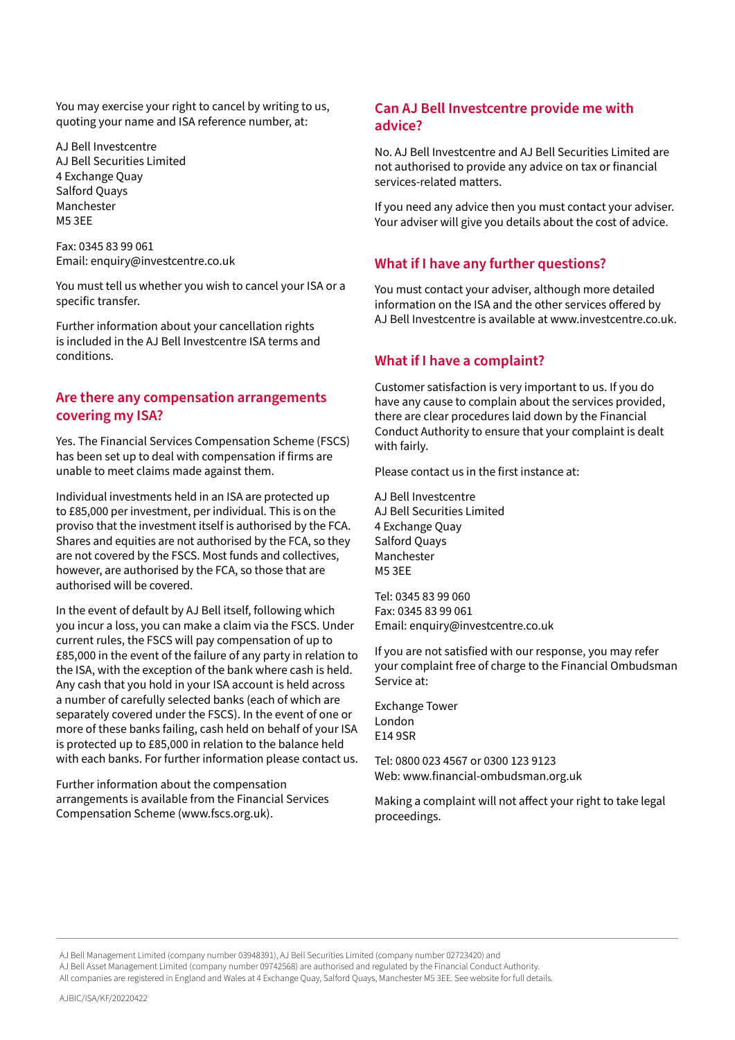You may exercise your right to cancel by writing to us, quoting your name and ISA reference number, at:

AJ Bell Investcentre
AJ Bell Securities Limited
4 Exchange Quay
Salford Quays
Manchester
M5 3EE

Fax: 0345 83 99 061
Email: enquiry@investcentre.co.uk

You must tell us whether you wish to cancel your ISA or a specific transfer.

Further information about your cancellation rights is included in the AJ Bell Investcentre ISA terms and conditions.

## Are there any compensation arrangements covering my ISA?

Yes. The Financial Services Compensation Scheme (FSCS) has been set up to deal with compensation if firms are unable to meet claims made against them.

Individual investments held in an ISA are protected up to £85,000 per investment, per individual. This is on the proviso that the investment itself is authorised by the FCA. Shares and equities are not authorised by the FCA, so they are not covered by the FSCS. Most funds and collectives, however, are authorised by the FCA, so those that are authorised will be covered.

In the event of default by AJ Bell itself, following which you incur a loss, you can make a claim via the FSCS. Under current rules, the FSCS will pay compensation of up to £85,000 in the event of the failure of any party in relation to the ISA, with the exception of the bank where cash is held. Any cash that you hold in your ISA account is held across a number of carefully selected banks (each of which are separately covered under the FSCS). In the event of one or more of these banks failing, cash held on behalf of your ISA is protected up to £85,000 in relation to the balance held with each banks. For further information please contact us.

Further information about the compensation arrangements is available from the Financial Services Compensation Scheme (www.fscs.org.uk).

## Can AJ Bell Investcentre provide me with advice?

No. AJ Bell Investcentre and AJ Bell Securities Limited are not authorised to provide any advice on tax or financial services-related matters.

If you need any advice then you must contact your adviser. Your adviser will give you details about the cost of advice.

## What if I have any further questions?

You must contact your adviser, although more detailed information on the ISA and the other services offered by AJ Bell Investcentre is available at www.investcentre.co.uk.

## What if I have a complaint?

Customer satisfaction is very important to us. If you do have any cause to complain about the services provided, there are clear procedures laid down by the Financial Conduct Authority to ensure that your complaint is dealt with fairly.

Please contact us in the first instance at:

AJ Bell Investcentre
AJ Bell Securities Limited
4 Exchange Quay
Salford Quays
Manchester
M5 3EE

Tel: 0345 83 99 060
Fax: 0345 83 99 061
Email: enquiry@investcentre.co.uk

If you are not satisfied with our response, you may refer your complaint free of charge to the Financial Ombudsman Service at:

Exchange Tower
London
E14 9SR

Tel: 0800 023 4567 or 0300 123 9123
Web: www.financial-ombudsman.org.uk

Making a complaint will not affect your right to take legal proceedings.

AJ Bell Management Limited (company number 03948391), AJ Bell Securities Limited (company number 02723420) and AJ Bell Asset Management Limited (company number 09742568) are authorised and regulated by the Financial Conduct Authority. All companies are registered in England and Wales at 4 Exchange Quay, Salford Quays, Manchester M5 3EE. See website for full details.

AJBIC/ISA/KF/20220422